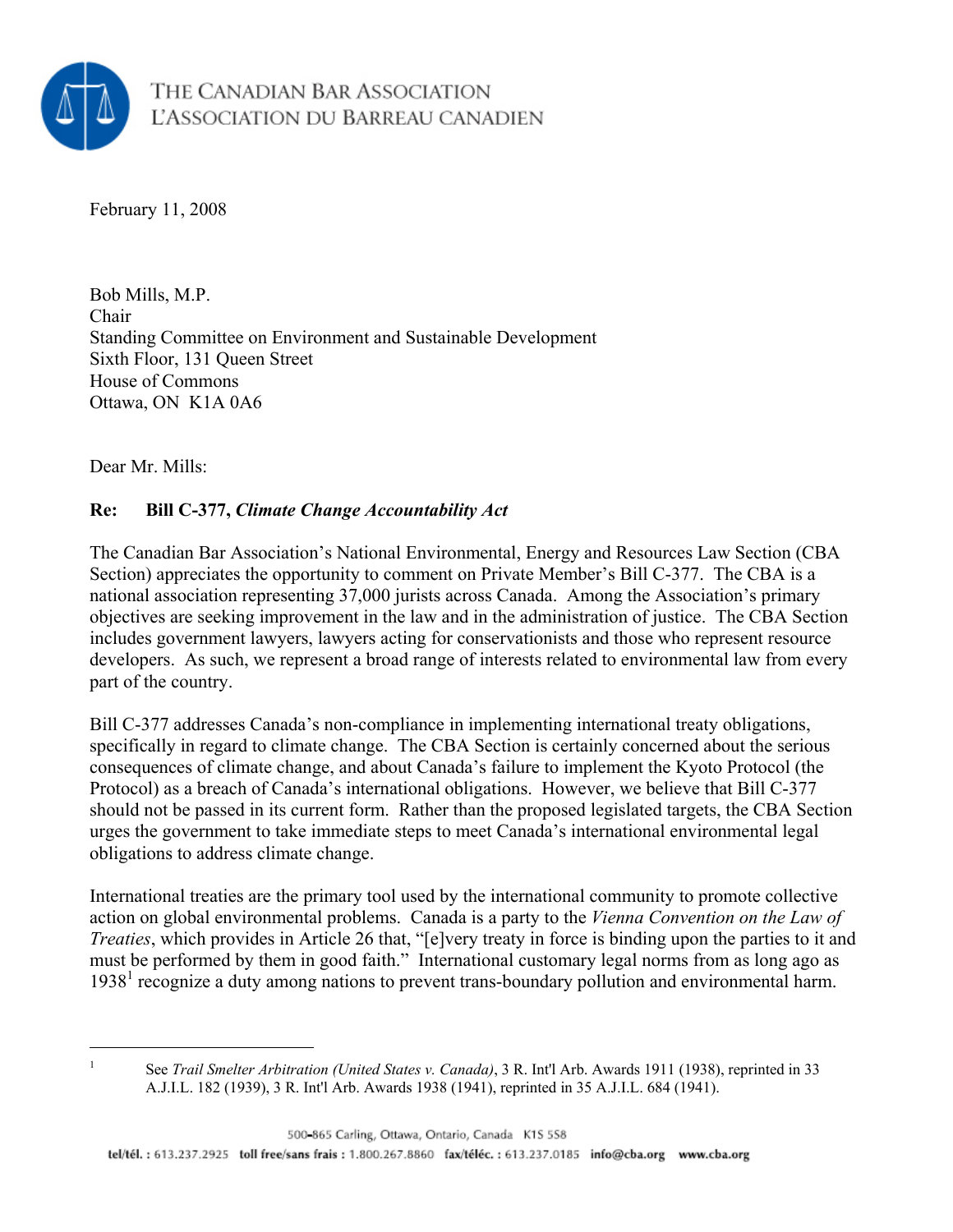THE CANADIAN BAR ASSOCIATION
L'ASSOCIATION DU BARREAU CANADIEN

February 11, 2008

Bob Mills, M.P.
Chair
Standing Committee on Environment and Sustainable Development
Sixth Floor, 131 Queen Street
House of Commons
Ottawa, ON K1A 0A6

Dear Mr. Mills:

**Re: Bill C-377, *Climate Change Accountability Act***

The Canadian Bar Association's National Environmental, Energy and Resources Law Section (CBA Section) appreciates the opportunity to comment on Private Member's Bill C-377. The CBA is a national association representing 37,000 jurists across Canada. Among the Association's primary objectives are seeking improvement in the law and in the administration of justice. The CBA Section includes government lawyers, lawyers acting for conservationists and those who represent resource developers. As such, we represent a broad range of interests related to environmental law from every part of the country.

Bill C-377 addresses Canada's non-compliance in implementing international treaty obligations, specifically in regard to climate change. The CBA Section is certainly concerned about the serious consequences of climate change, and about Canada's failure to implement the Kyoto Protocol (the Protocol) as a breach of Canada's international obligations. However, we believe that Bill C-377 should not be passed in its current form. Rather than the proposed legislated targets, the CBA Section urges the government to take immediate steps to meet Canada's international environmental legal obligations to address climate change.

International treaties are the primary tool used by the international community to promote collective action on global environmental problems. Canada is a party to the *Vienna Convention on the Law of Treaties*, which provides in Article 26 that, "[e]very treaty in force is binding upon the parties to it and must be performed by them in good faith." International customary legal norms from as long ago as 1938[1] recognize a duty among nations to prevent trans-boundary pollution and environmental harm.

---

[1] See *Trail Smelter Arbitration (United States v. Canada)*, 3 R. Int'l Arb. Awards 1911 (1938), reprinted in 33 A.J.I.L. 182 (1939), 3 R. Int'l Arb. Awards 1938 (1941), reprinted in 35 A.J.I.L. 684 (1941).

500-865 Carling, Ottawa, Ontario, Canada K1S 5S8
tel/tél. : 613.237.2925 toll free/sans frais : 1.800.267.8860 fax/téléc. : 613.237.0185 info@cba.org www.cba.org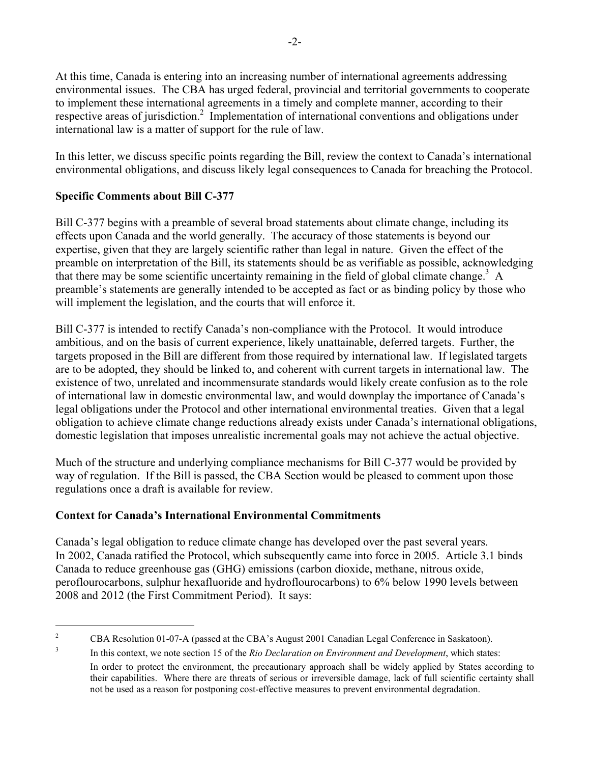At this time, Canada is entering into an increasing number of international agreements addressing environmental issues. The CBA has urged federal, provincial and territorial governments to cooperate to implement these international agreements in a timely and complete manner, according to their respective areas of jurisdiction.[2] Implementation of international conventions and obligations under international law is a matter of support for the rule of law.

In this letter, we discuss specific points regarding the Bill, review the context to Canada's international environmental obligations, and discuss likely legal consequences to Canada for breaching the Protocol.

## Specific Comments about Bill C-377

Bill C-377 begins with a preamble of several broad statements about climate change, including its effects upon Canada and the world generally. The accuracy of those statements is beyond our expertise, given that they are largely scientific rather than legal in nature. Given the effect of the preamble on interpretation of the Bill, its statements should be as verifiable as possible, acknowledging that there may be some scientific uncertainty remaining in the field of global climate change.[3] A preamble's statements are generally intended to be accepted as fact or as binding policy by those who will implement the legislation, and the courts that will enforce it.

Bill C-377 is intended to rectify Canada's non-compliance with the Protocol. It would introduce ambitious, and on the basis of current experience, likely unattainable, deferred targets. Further, the targets proposed in the Bill are different from those required by international law. If legislated targets are to be adopted, they should be linked to, and coherent with current targets in international law. The existence of two, unrelated and incommensurate standards would likely create confusion as to the role of international law in domestic environmental law, and would downplay the importance of Canada's legal obligations under the Protocol and other international environmental treaties. Given that a legal obligation to achieve climate change reductions already exists under Canada's international obligations, domestic legislation that imposes unrealistic incremental goals may not achieve the actual objective.

Much of the structure and underlying compliance mechanisms for Bill C-377 would be provided by way of regulation. If the Bill is passed, the CBA Section would be pleased to comment upon those regulations once a draft is available for review.

## Context for Canada's International Environmental Commitments

Canada's legal obligation to reduce climate change has developed over the past several years. In 2002, Canada ratified the Protocol, which subsequently came into force in 2005. Article 3.1 binds Canada to reduce greenhouse gas (GHG) emissions (carbon dioxide, methane, nitrous oxide, peroflourocarbons, sulphur hexafluoride and hydroflourocarbons) to 6% below 1990 levels between 2008 and 2012 (the First Commitment Period). It says:

---

[2] CBA Resolution 01-07-A (passed at the CBA's August 2001 Canadian Legal Conference in Saskatoon).

[3] In this context, we note section 15 of the *Rio Declaration on Environment and Development*, which states:

> In order to protect the environment, the precautionary approach shall be widely applied by States according to their capabilities. Where there are threats of serious or irreversible damage, lack of full scientific certainty shall not be used as a reason for postponing cost-effective measures to prevent environmental degradation.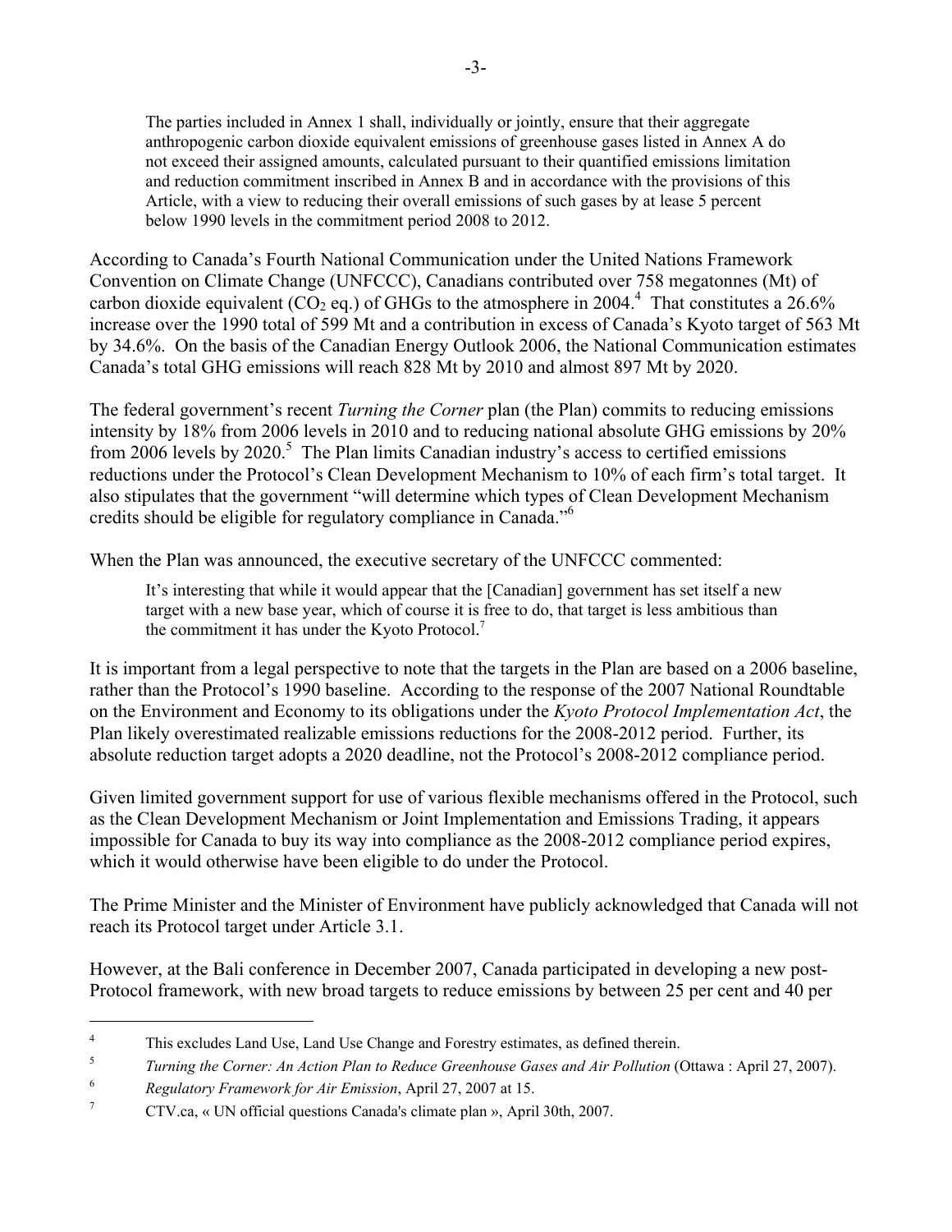> The parties included in Annex 1 shall, individually or jointly, ensure that their aggregate anthropogenic carbon dioxide equivalent emissions of greenhouse gases listed in Annex A do not exceed their assigned amounts, calculated pursuant to their quantified emissions limitation and reduction commitment inscribed in Annex B and in accordance with the provisions of this Article, with a view to reducing their overall emissions of such gases by at lease 5 percent below 1990 levels in the commitment period 2008 to 2012.

According to Canada's Fourth National Communication under the United Nations Framework Convention on Climate Change (UNFCCC), Canadians contributed over 758 megatonnes (Mt) of carbon dioxide equivalent ($CO_2$ eq.) of GHGs to the atmosphere in 2004.[4] That constitutes a 26.6% increase over the 1990 total of 599 Mt and a contribution in excess of Canada's Kyoto target of 563 Mt by 34.6%. On the basis of the Canadian Energy Outlook 2006, the National Communication estimates Canada's total GHG emissions will reach 828 Mt by 2010 and almost 897 Mt by 2020.

The federal government's recent *Turning the Corner* plan (the Plan) commits to reducing emissions intensity by 18% from 2006 levels in 2010 and to reducing national absolute GHG emissions by 20% from 2006 levels by 2020.[5] The Plan limits Canadian industry's access to certified emissions reductions under the Protocol's Clean Development Mechanism to 10% of each firm's total target. It also stipulates that the government "will determine which types of Clean Development Mechanism credits should be eligible for regulatory compliance in Canada."[6]

When the Plan was announced, the executive secretary of the UNFCCC commented:

> It's interesting that while it would appear that the [Canadian] government has set itself a new target with a new base year, which of course it is free to do, that target is less ambitious than the commitment it has under the Kyoto Protocol.[7]

It is important from a legal perspective to note that the targets in the Plan are based on a 2006 baseline, rather than the Protocol's 1990 baseline. According to the response of the 2007 National Roundtable on the Environment and Economy to its obligations under the *Kyoto Protocol Implementation Act*, the Plan likely overestimated realizable emissions reductions for the 2008-2012 period. Further, its absolute reduction target adopts a 2020 deadline, not the Protocol's 2008-2012 compliance period.

Given limited government support for use of various flexible mechanisms offered in the Protocol, such as the Clean Development Mechanism or Joint Implementation and Emissions Trading, it appears impossible for Canada to buy its way into compliance as the 2008-2012 compliance period expires, which it would otherwise have been eligible to do under the Protocol.

The Prime Minister and the Minister of Environment have publicly acknowledged that Canada will not reach its Protocol target under Article 3.1.

However, at the Bali conference in December 2007, Canada participated in developing a new post-Protocol framework, with new broad targets to reduce emissions by between 25 per cent and 40 per

---

[4] This excludes Land Use, Land Use Change and Forestry estimates, as defined therein.

[5] *Turning the Corner: An Action Plan to Reduce Greenhouse Gases and Air Pollution* (Ottawa : April 27, 2007).

[6] *Regulatory Framework for Air Emission*, April 27, 2007 at 15.

[7] CTV.ca, « UN official questions Canada's climate plan », April 30th, 2007.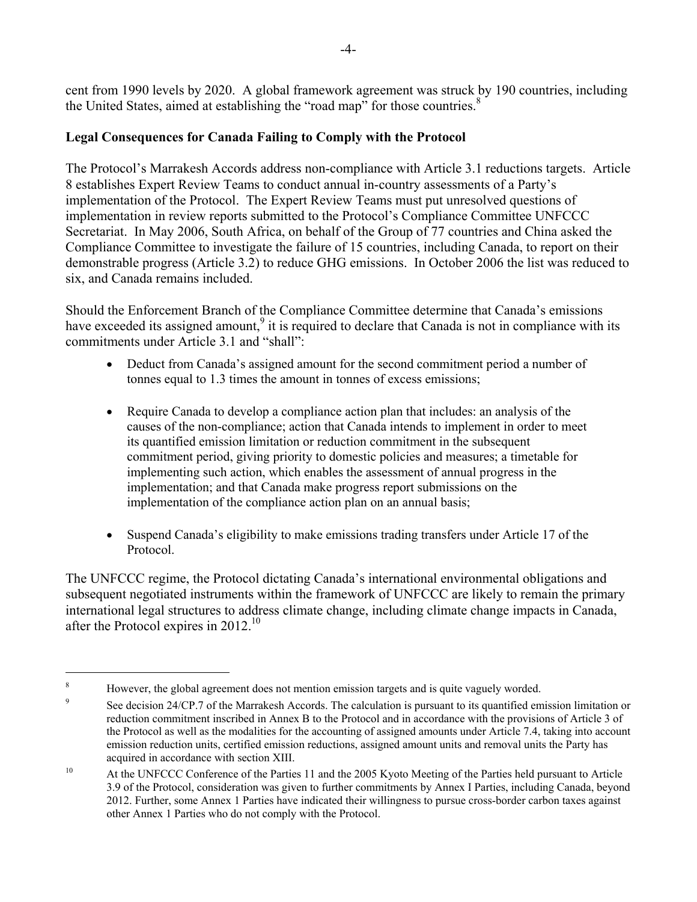cent from 1990 levels by 2020. A global framework agreement was struck by 190 countries, including the United States, aimed at establishing the "road map" for those countries.[8]

**Legal Consequences for Canada Failing to Comply with the Protocol**

The Protocol's Marrakesh Accords address non-compliance with Article 3.1 reductions targets. Article 8 establishes Expert Review Teams to conduct annual in-country assessments of a Party's implementation of the Protocol. The Expert Review Teams must put unresolved questions of implementation in review reports submitted to the Protocol's Compliance Committee UNFCCC Secretariat. In May 2006, South Africa, on behalf of the Group of 77 countries and China asked the Compliance Committee to investigate the failure of 15 countries, including Canada, to report on their demonstrable progress (Article 3.2) to reduce GHG emissions. In October 2006 the list was reduced to six, and Canada remains included.

Should the Enforcement Branch of the Compliance Committee determine that Canada's emissions have exceeded its assigned amount,[9] it is required to declare that Canada is not in compliance with its commitments under Article 3.1 and "shall":

- Deduct from Canada's assigned amount for the second commitment period a number of tonnes equal to 1.3 times the amount in tonnes of excess emissions;
- Require Canada to develop a compliance action plan that includes: an analysis of the causes of the non-compliance; action that Canada intends to implement in order to meet its quantified emission limitation or reduction commitment in the subsequent commitment period, giving priority to domestic policies and measures; a timetable for implementing such action, which enables the assessment of annual progress in the implementation; and that Canada make progress report submissions on the implementation of the compliance action plan on an annual basis;
- Suspend Canada's eligibility to make emissions trading transfers under Article 17 of the Protocol.

The UNFCCC regime, the Protocol dictating Canada's international environmental obligations and subsequent negotiated instruments within the framework of UNFCCC are likely to remain the primary international legal structures to address climate change, including climate change impacts in Canada, after the Protocol expires in 2012.[10]

---

[8] However, the global agreement does not mention emission targets and is quite vaguely worded.

[9] See decision 24/CP.7 of the Marrakesh Accords. The calculation is pursuant to its quantified emission limitation or reduction commitment inscribed in Annex B to the Protocol and in accordance with the provisions of Article 3 of the Protocol as well as the modalities for the accounting of assigned amounts under Article 7.4, taking into account emission reduction units, certified emission reductions, assigned amount units and removal units the Party has acquired in accordance with section XIII.

[10] At the UNFCCC Conference of the Parties 11 and the 2005 Kyoto Meeting of the Parties held pursuant to Article 3.9 of the Protocol, consideration was given to further commitments by Annex I Parties, including Canada, beyond 2012. Further, some Annex 1 Parties have indicated their willingness to pursue cross-border carbon taxes against other Annex 1 Parties who do not comply with the Protocol.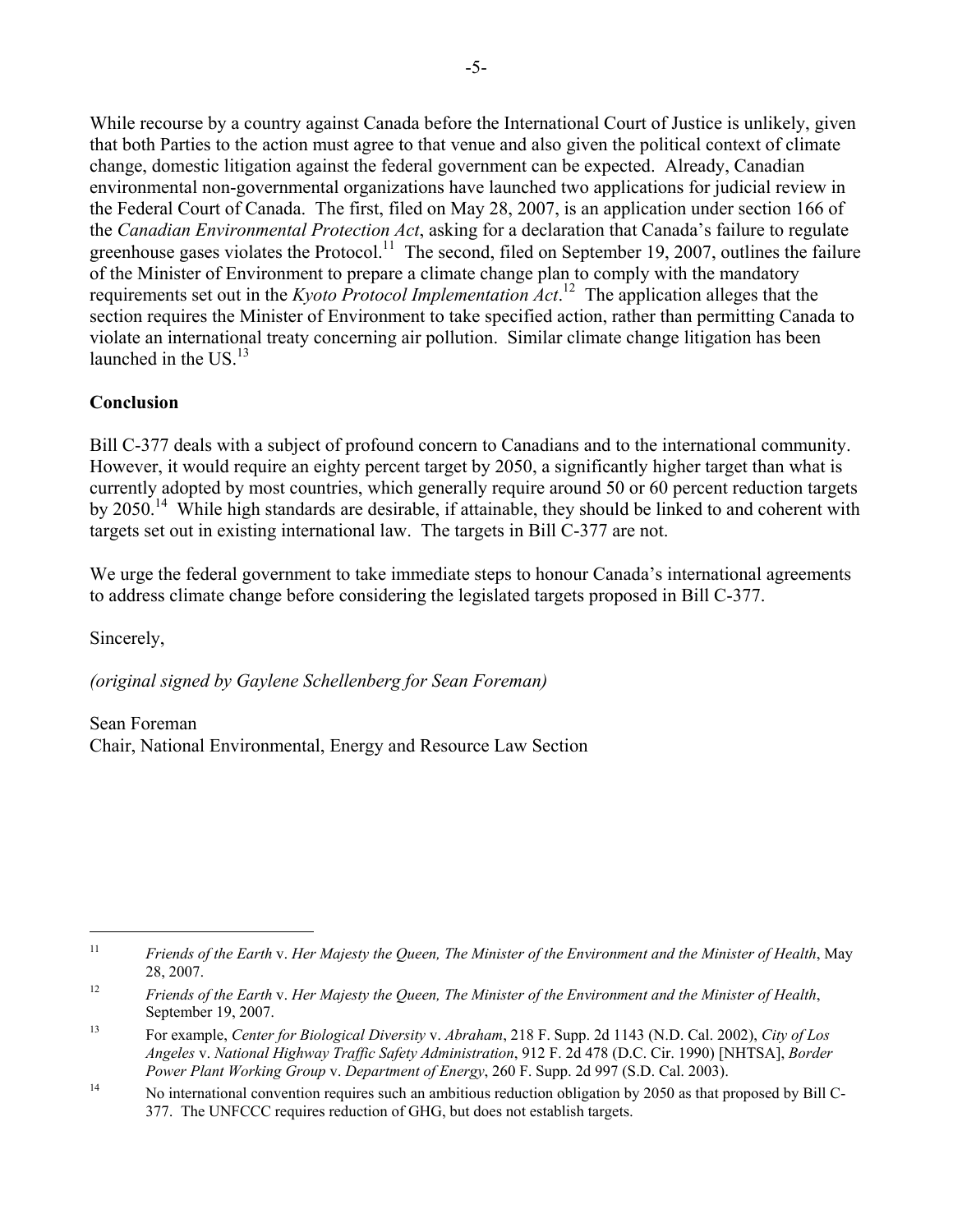While recourse by a country against Canada before the International Court of Justice is unlikely, given that both Parties to the action must agree to that venue and also given the political context of climate change, domestic litigation against the federal government can be expected. Already, Canadian environmental non-governmental organizations have launched two applications for judicial review in the Federal Court of Canada. The first, filed on May 28, 2007, is an application under section 166 of the *Canadian Environmental Protection Act*, asking for a declaration that Canada's failure to regulate greenhouse gases violates the Protocol.[11] The second, filed on September 19, 2007, outlines the failure of the Minister of Environment to prepare a climate change plan to comply with the mandatory requirements set out in the *Kyoto Protocol Implementation Act*.[12] The application alleges that the section requires the Minister of Environment to take specified action, rather than permitting Canada to violate an international treaty concerning air pollution. Similar climate change litigation has been launched in the US.[13]

## Conclusion

Bill C-377 deals with a subject of profound concern to Canadians and to the international community. However, it would require an eighty percent target by 2050, a significantly higher target than what is currently adopted by most countries, which generally require around 50 or 60 percent reduction targets by 2050.[14] While high standards are desirable, if attainable, they should be linked to and coherent with targets set out in existing international law. The targets in Bill C-377 are not.

We urge the federal government to take immediate steps to honour Canada's international agreements to address climate change before considering the legislated targets proposed in Bill C-377.

Sincerely,

*(original signed by Gaylene Schellenberg for Sean Foreman)*

Sean Foreman
Chair, National Environmental, Energy and Resource Law Section

---

[11] *Friends of the Earth* v. *Her Majesty the Queen, The Minister of the Environment and the Minister of Health*, May 28, 2007.

[12] *Friends of the Earth* v. *Her Majesty the Queen, The Minister of the Environment and the Minister of Health*, September 19, 2007.

[13] For example, *Center for Biological Diversity* v. *Abraham*, 218 F. Supp. 2d 1143 (N.D. Cal. 2002), *City of Los Angeles* v. *National Highway Traffic Safety Administration*, 912 F. 2d 478 (D.C. Cir. 1990) [NHTSA], *Border Power Plant Working Group* v. *Department of Energy*, 260 F. Supp. 2d 997 (S.D. Cal. 2003).

[14] No international convention requires such an ambitious reduction obligation by 2050 as that proposed by Bill C-377. The UNFCCC requires reduction of GHG, but does not establish targets.